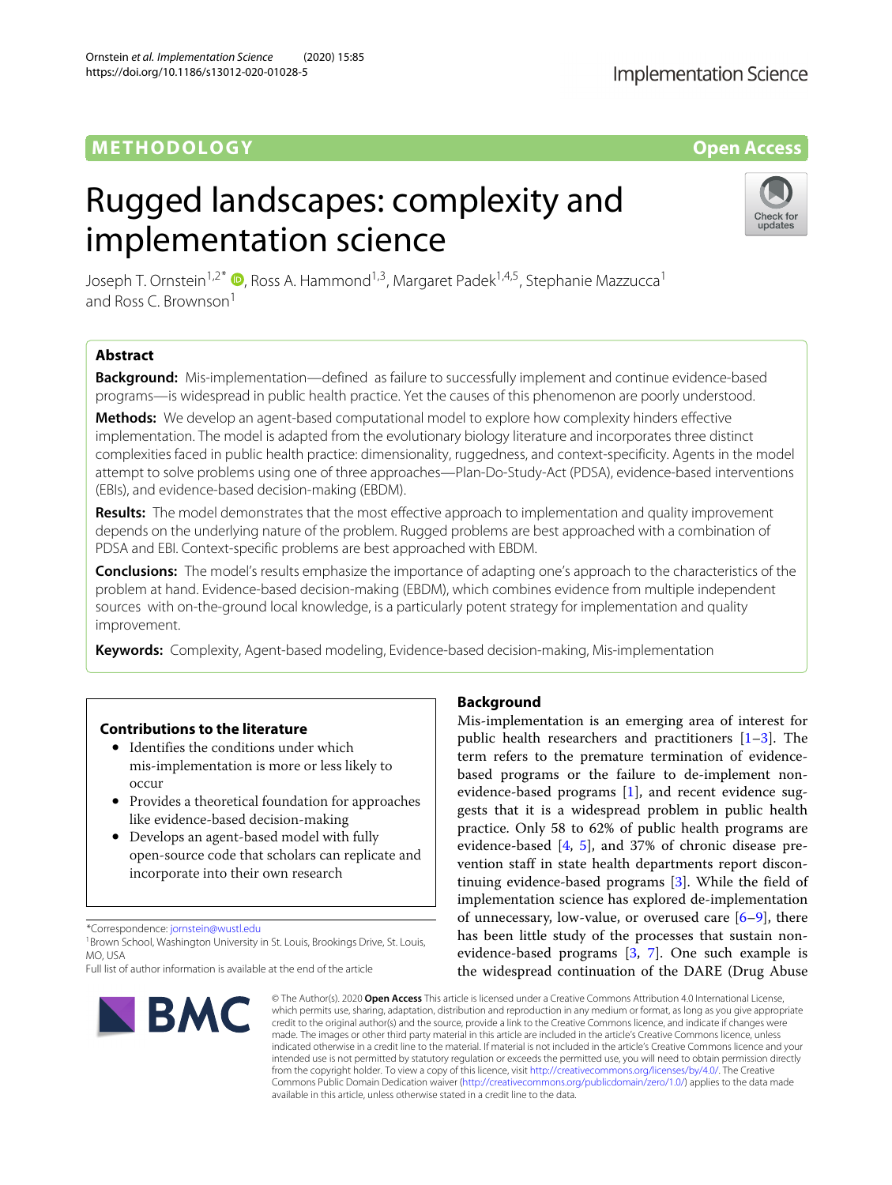METHODOLOGY

Open Access

# Rugged landscapes: complexity and implementation science

Joseph T. Ornstein[1,2*], Ross A. Hammond[1,3], Margaret Padek[1,4,5], Stephanie Mazzucca[1] and Ross C. Brownson[1]

## Abstract

**Background:** Mis-implementation—defined as failure to successfully implement and continue evidence-based programs—is widespread in public health practice. Yet the causes of this phenomenon are poorly understood.

**Methods:** We develop an agent-based computational model to explore how complexity hinders effective implementation. The model is adapted from the evolutionary biology literature and incorporates three distinct complexities faced in public health practice: dimensionality, ruggedness, and context-specificity. Agents in the model attempt to solve problems using one of three approaches—Plan-Do-Study-Act (PDSA), evidence-based interventions (EBIs), and evidence-based decision-making (EBDM).

**Results:** The model demonstrates that the most effective approach to implementation and quality improvement depends on the underlying nature of the problem. Rugged problems are best approached with a combination of PDSA and EBI. Context-specific problems are best approached with EBDM.

**Conclusions:** The model's results emphasize the importance of adapting one's approach to the characteristics of the problem at hand. Evidence-based decision-making (EBDM), which combines evidence from multiple independent sources with on-the-ground local knowledge, is a particularly potent strategy for implementation and quality improvement.

**Keywords:** Complexity, Agent-based modeling, Evidence-based decision-making, Mis-implementation

### Contributions to the literature

- Identifies the conditions under which mis-implementation is more or less likely to occur
- Provides a theoretical foundation for approaches like evidence-based decision-making
- Develops an agent-based model with fully open-source code that scholars can replicate and incorporate into their own research

## Background

Mis-implementation is an emerging area of interest for public health researchers and practitioners [1–3]. The term refers to the premature termination of evidence-based programs or the failure to de-implement non-evidence-based programs [1], and recent evidence suggests that it is a widespread problem in public health practice. Only 58 to 62% of public health programs are evidence-based [4, 5], and 37% of chronic disease prevention staff in state health departments report discontinuing evidence-based programs [3]. While the field of implementation science has explored de-implementation of unnecessary, low-value, or overused care [6–9], there has been little study of the processes that sustain non-evidence-based programs [3, 7]. One such example is the widespread continuation of the DARE (Drug Abuse

*Correspondence: jornstein@wustl.edu

[1] Brown School, Washington University in St. Louis, Brookings Drive, St. Louis, MO, USA

Full list of author information is available at the end of the article

© The Author(s). 2020 **Open Access** This article is licensed under a Creative Commons Attribution 4.0 International License, which permits use, sharing, adaptation, distribution and reproduction in any medium or format, as long as you give appropriate credit to the original author(s) and the source, provide a link to the Creative Commons licence, and indicate if changes were made. The images or other third party material in this article are included in the article's Creative Commons licence, unless indicated otherwise in a credit line to the material. If material is not included in the article's Creative Commons licence and your intended use is not permitted by statutory regulation or exceeds the permitted use, you will need to obtain permission directly from the copyright holder. To view a copy of this licence, visit http://creativecommons.org/licenses/by/4.0/. The Creative Commons Public Domain Dedication waiver (http://creativecommons.org/publicdomain/zero/1.0/) applies to the data made available in this article, unless otherwise stated in a credit line to the data.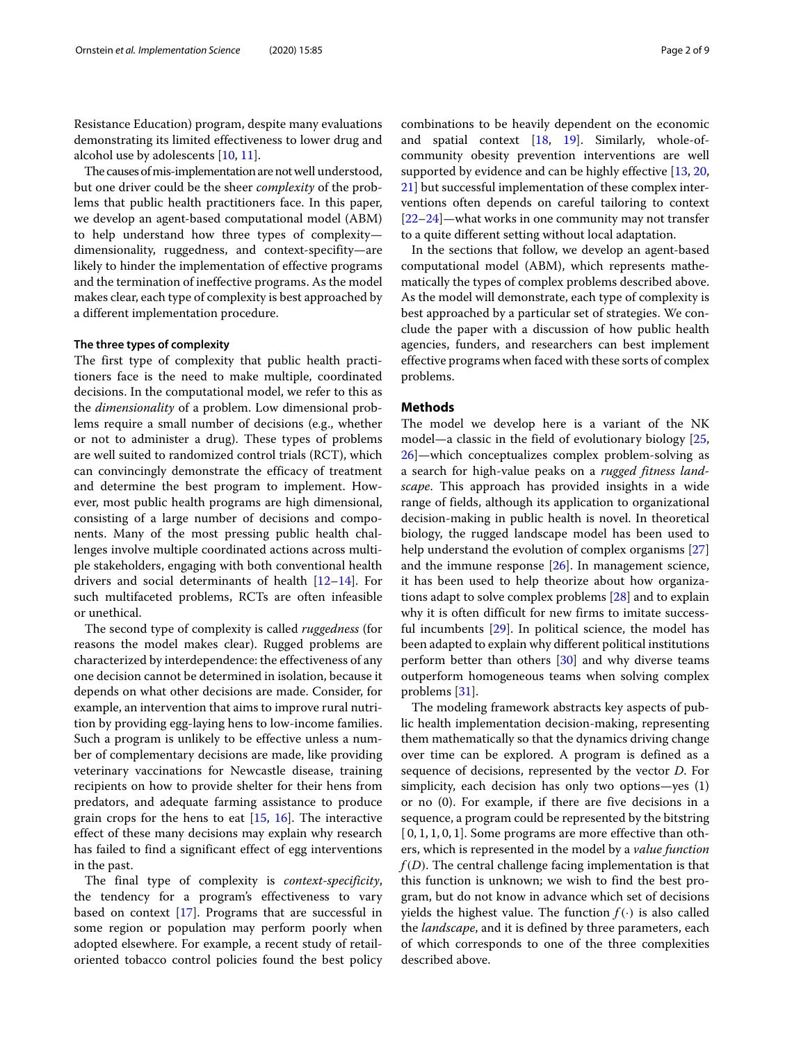Resistance Education) program, despite many evaluations demonstrating its limited effectiveness to lower drug and alcohol use by adolescents [10, 11].

The causes of mis-implementation are not well understood, but one driver could be the sheer *complexity* of the problems that public health practitioners face. In this paper, we develop an agent-based computational model (ABM) to help understand how three types of complexity—dimensionality, ruggedness, and context-specifity—are likely to hinder the implementation of effective programs and the termination of ineffective programs. As the model makes clear, each type of complexity is best approached by a different implementation procedure.

### The three types of complexity

The first type of complexity that public health practitioners face is the need to make multiple, coordinated decisions. In the computational model, we refer to this as the *dimensionality* of a problem. Low dimensional problems require a small number of decisions (e.g., whether or not to administer a drug). These types of problems are well suited to randomized control trials (RCT), which can convincingly demonstrate the efficacy of treatment and determine the best program to implement. However, most public health programs are high dimensional, consisting of a large number of decisions and components. Many of the most pressing public health challenges involve multiple coordinated actions across multiple stakeholders, engaging with both conventional health drivers and social determinants of health [12–14]. For such multifaceted problems, RCTs are often infeasible or unethical.

The second type of complexity is called *ruggedness* (for reasons the model makes clear). Rugged problems are characterized by interdependence: the effectiveness of any one decision cannot be determined in isolation, because it depends on what other decisions are made. Consider, for example, an intervention that aims to improve rural nutrition by providing egg-laying hens to low-income families. Such a program is unlikely to be effective unless a number of complementary decisions are made, like providing veterinary vaccinations for Newcastle disease, training recipients on how to provide shelter for their hens from predators, and adequate farming assistance to produce grain crops for the hens to eat [15, 16]. The interactive effect of these many decisions may explain why research has failed to find a significant effect of egg interventions in the past.

The final type of complexity is *context-specificity*, the tendency for a program's effectiveness to vary based on context [17]. Programs that are successful in some region or population may perform poorly when adopted elsewhere. For example, a recent study of retail-oriented tobacco control policies found the best policy combinations to be heavily dependent on the economic and spatial context [18, 19]. Similarly, whole-of-community obesity prevention interventions are well supported by evidence and can be highly effective [13, 20, 21] but successful implementation of these complex interventions often depends on careful tailoring to context [22–24]—what works in one community may not transfer to a quite different setting without local adaptation.

In the sections that follow, we develop an agent-based computational model (ABM), which represents mathematically the types of complex problems described above. As the model will demonstrate, each type of complexity is best approached by a particular set of strategies. We conclude the paper with a discussion of how public health agencies, funders, and researchers can best implement effective programs when faced with these sorts of complex problems.

## Methods

The model we develop here is a variant of the NK model—a classic in the field of evolutionary biology [25, 26]—which conceptualizes complex problem-solving as a search for high-value peaks on a *rugged fitness landscape*. This approach has provided insights in a wide range of fields, although its application to organizational decision-making in public health is novel. In theoretical biology, the rugged landscape model has been used to help understand the evolution of complex organisms [27] and the immune response [26]. In management science, it has been used to help theorize about how organizations adapt to solve complex problems [28] and to explain why it is often difficult for new firms to imitate successful incumbents [29]. In political science, the model has been adapted to explain why different political institutions perform better than others [30] and why diverse teams outperform homogeneous teams when solving complex problems [31].

The modeling framework abstracts key aspects of public health implementation decision-making, representing them mathematically so that the dynamics driving change over time can be explored. A program is defined as a sequence of decisions, represented by the vector $D$. For simplicity, each decision has only two options—yes (1) or no (0). For example, if there are five decisions in a sequence, a program could be represented by the bitstring $[0, 1, 1, 0, 1]$. Some programs are more effective than others, which is represented in the model by a *value function* $f(D)$. The central challenge facing implementation is that this function is unknown; we wish to find the best program, but do not know in advance which set of decisions yields the highest value. The function $f(\cdot)$ is also called the *landscape*, and it is defined by three parameters, each of which corresponds to one of the three complexities described above.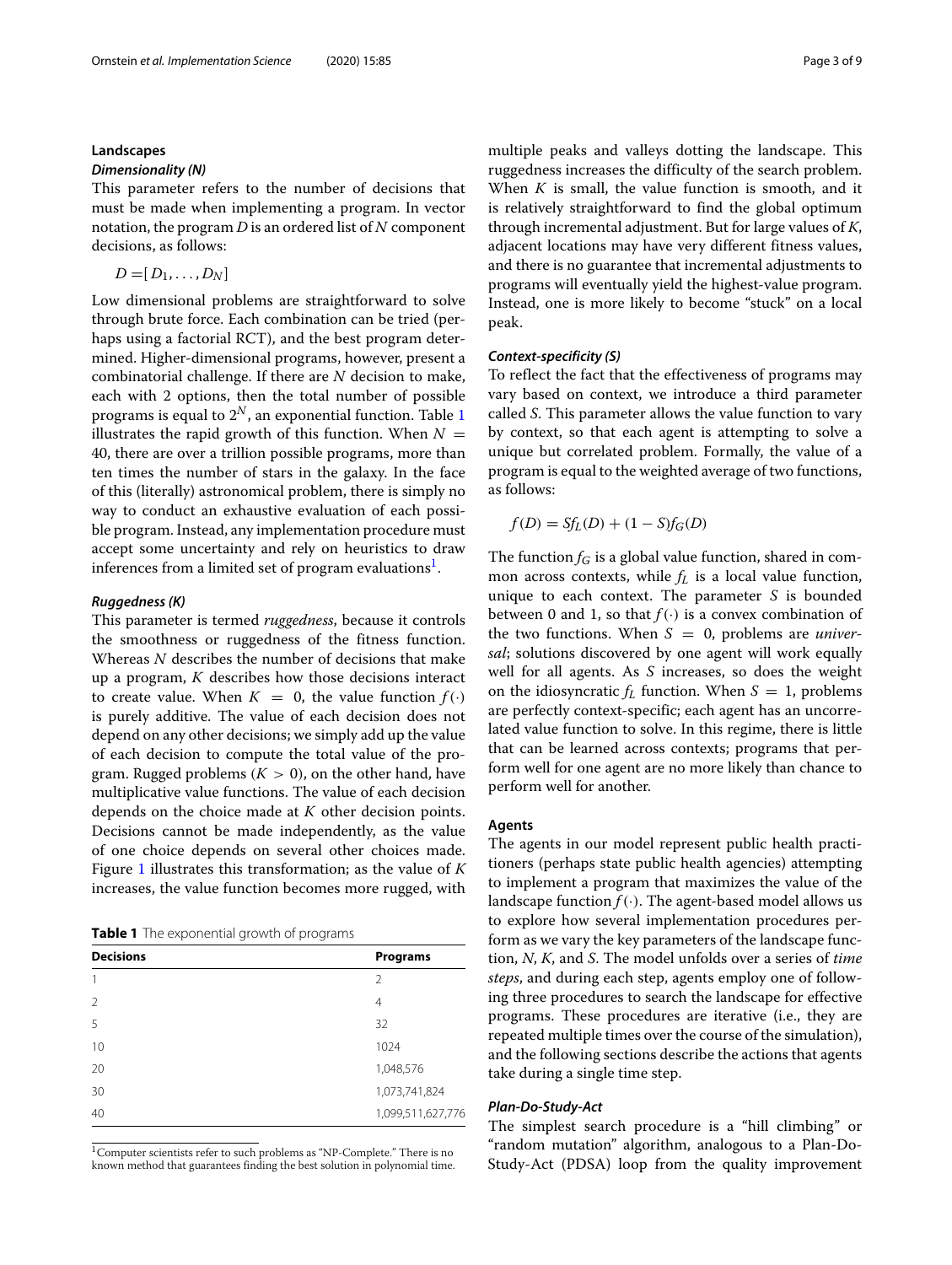## Landscapes

### *Dimensionality (N)*

This parameter refers to the number of decisions that must be made when implementing a program. In vector notation, the program $D$ is an ordered list of $N$ component decisions, as follows:

$$D = [D_1, \ldots, D_N]$$

Low dimensional problems are straightforward to solve through brute force. Each combination can be tried (perhaps using a factorial RCT), and the best program determined. Higher-dimensional programs, however, present a combinatorial challenge. If there are $N$ decision to make, each with 2 options, then the total number of possible programs is equal to $2^N$, an exponential function. Table 1 illustrates the rapid growth of this function. When $N = 40$, there are over a trillion possible programs, more than ten times the number of stars in the galaxy. In the face of this (literally) astronomical problem, there is simply no way to conduct an exhaustive evaluation of each possible program. Instead, any implementation procedure must accept some uncertainty and rely on heuristics to draw inferences from a limited set of program evaluations[1].

### *Ruggedness (K)*

This parameter is termed *ruggedness*, because it controls the smoothness or ruggedness of the fitness function. Whereas $N$ describes the number of decisions that make up a program, $K$ describes how those decisions interact to create value. When $K = 0$, the value function $f(\cdot)$ is purely additive. The value of each decision does not depend on any other decisions; we simply add up the value of each decision to compute the total value of the program. Rugged problems ($K > 0$), on the other hand, have multiplicative value functions. The value of each decision depends on the choice made at $K$ other decision points. Decisions cannot be made independently, as the value of one choice depends on several other choices made. Figure 1 illustrates this transformation; as the value of $K$ increases, the value function becomes more rugged, with multiple peaks and valleys dotting the landscape. This ruggedness increases the difficulty of the search problem. When $K$ is small, the value function is smooth, and it is relatively straightforward to find the global optimum through incremental adjustment. But for large values of $K$, adjacent locations may have very different fitness values, and there is no guarantee that incremental adjustments to programs will eventually yield the highest-value program. Instead, one is more likely to become "stuck" on a local peak.

**Table 1** The exponential growth of programs

| Decisions | Programs |
|---|---|
| 1 | 2 |
| 2 | 4 |
| 5 | 32 |
| 10 | 1024 |
| 20 | 1,048,576 |
| 30 | 1,073,741,824 |
| 40 | 1,099,511,627,776 |

[1] Computer scientists refer to such problems as "NP-Complete." There is no known method that guarantees finding the best solution in polynomial time.

### *Context-specificity (S)*

To reflect the fact that the effectiveness of programs may vary based on context, we introduce a third parameter called $S$. This parameter allows the value function to vary by context, so that each agent is attempting to solve a unique but correlated problem. Formally, the value of a program is equal to the weighted average of two functions, as follows:

$$f(D) = Sf_L(D) + (1 - S)f_G(D)$$

The function $f_G$ is a global value function, shared in common across contexts, while $f_L$ is a local value function, unique to each context. The parameter $S$ is bounded between 0 and 1, so that $f(\cdot)$ is a convex combination of the two functions. When $S = 0$, problems are *universal*; solutions discovered by one agent will work equally well for all agents. As $S$ increases, so does the weight on the idiosyncratic $f_L$ function. When $S = 1$, problems are perfectly context-specific; each agent has an uncorrelated value function to solve. In this regime, there is little that can be learned across contexts; programs that perform well for one agent are no more likely than chance to perform well for another.

## Agents

The agents in our model represent public health practitioners (perhaps state public health agencies) attempting to implement a program that maximizes the value of the landscape function $f(\cdot)$. The agent-based model allows us to explore how several implementation procedures perform as we vary the key parameters of the landscape function, $N$, $K$, and $S$. The model unfolds over a series of *time steps*, and during each step, agents employ one of following three procedures to search the landscape for effective programs. These procedures are iterative (i.e., they are repeated multiple times over the course of the simulation), and the following sections describe the actions that agents take during a single time step.

### *Plan-Do-Study-Act*

The simplest search procedure is a "hill climbing" or "random mutation" algorithm, analogous to a Plan-Do-Study-Act (PDSA) loop from the quality improvement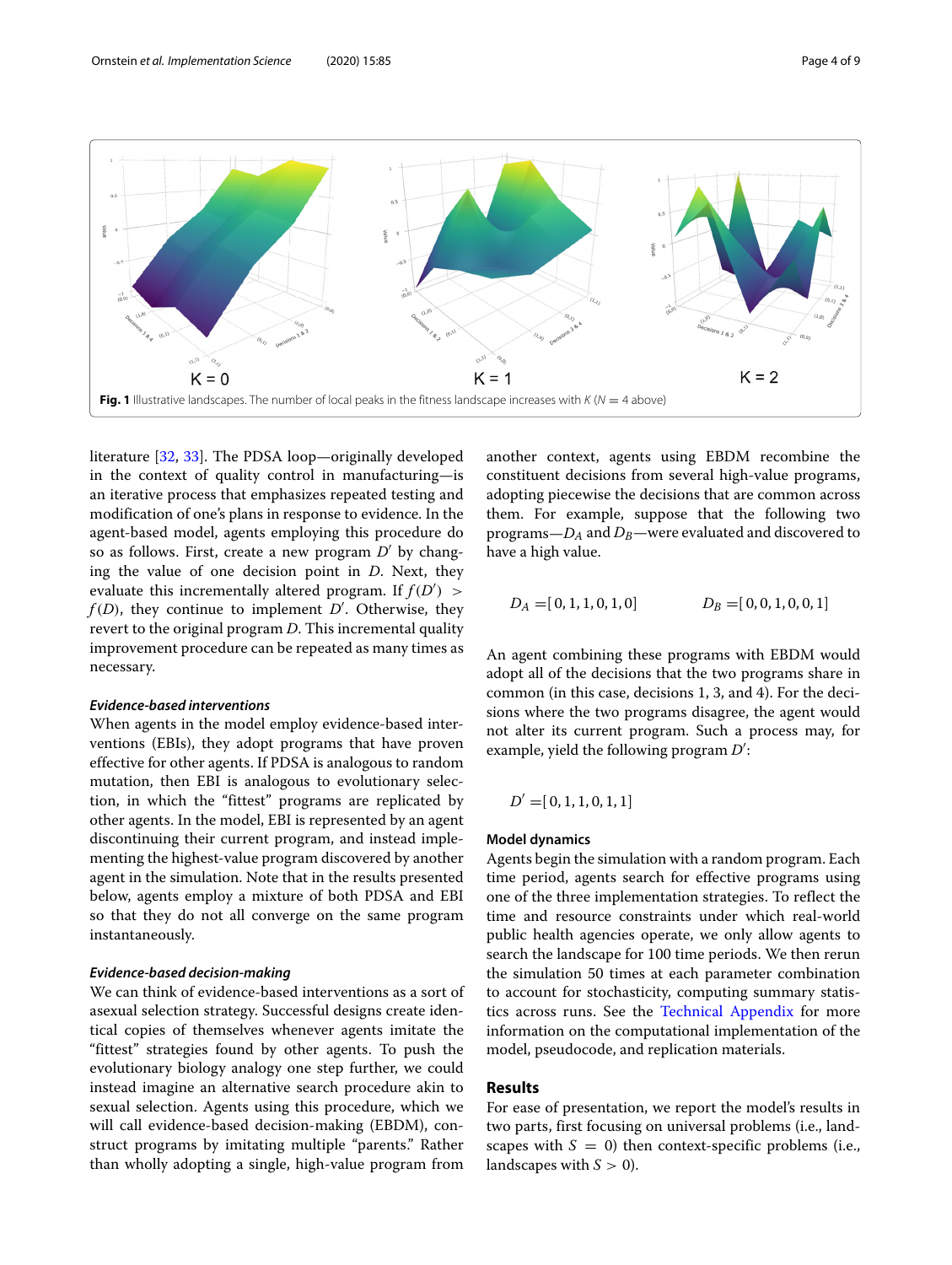Fig. 1 Illustrative landscapes. The number of local peaks in the fitness landscape increases with $K$ ($N = 4$ above)

literature [32, 33]. The PDSA loop—originally developed in the context of quality control in manufacturing—is an iterative process that emphasizes repeated testing and modification of one's plans in response to evidence. In the agent-based model, agents employing this procedure do so as follows. First, create a new program $D'$ by changing the value of one decision point in $D$. Next, they evaluate this incrementally altered program. If $f(D') > f(D)$, they continue to implement $D'$. Otherwise, they revert to the original program $D$. This incremental quality improvement procedure can be repeated as many times as necessary.

#### *Evidence-based interventions*

When agents in the model employ evidence-based interventions (EBIs), they adopt programs that have proven effective for other agents. If PDSA is analogous to random mutation, then EBI is analogous to evolutionary selection, in which the "fittest" programs are replicated by other agents. In the model, EBI is represented by an agent discontinuing their current program, and instead implementing the highest-value program discovered by another agent in the simulation. Note that in the results presented below, agents employ a mixture of both PDSA and EBI so that they do not all converge on the same program instantaneously.

#### *Evidence-based decision-making*

We can think of evidence-based interventions as a sort of asexual selection strategy. Successful designs create identical copies of themselves whenever agents imitate the "fittest" strategies found by other agents. To push the evolutionary biology analogy one step further, we could instead imagine an alternative search procedure akin to sexual selection. Agents using this procedure, which we will call evidence-based decision-making (EBDM), construct programs by imitating multiple "parents." Rather than wholly adopting a single, high-value program from another context, agents using EBDM recombine the constituent decisions from several high-value programs, adopting piecewise the decisions that are common across them. For example, suppose that the following two programs—$D_A$ and $D_B$—were evaluated and discovered to have a high value.

$$D_A = [0, 1, 1, 0, 1, 0] \qquad D_B = [0, 0, 1, 0, 0, 1]$$

An agent combining these programs with EBDM would adopt all of the decisions that the two programs share in common (in this case, decisions 1, 3, and 4). For the decisions where the two programs disagree, the agent would not alter its current program. Such a process may, for example, yield the following program $D'$:

$$D' = [0, 1, 1, 0, 1, 1]$$

### Model dynamics

Agents begin the simulation with a random program. Each time period, agents search for effective programs using one of the three implementation strategies. To reflect the time and resource constraints under which real-world public health agencies operate, we only allow agents to search the landscape for 100 time periods. We then rerun the simulation 50 times at each parameter combination to account for stochasticity, computing summary statistics across runs. See the Technical Appendix for more information on the computational implementation of the model, pseudocode, and replication materials.

## Results

For ease of presentation, we report the model's results in two parts, first focusing on universal problems (i.e., landscapes with $S = 0$) then context-specific problems (i.e., landscapes with $S > 0$).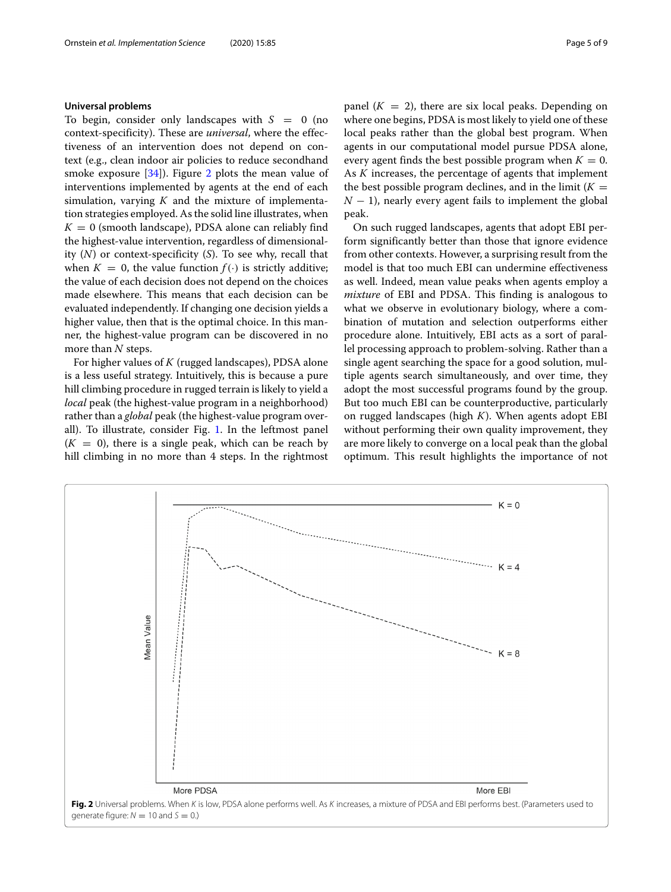### Universal problems

To begin, consider only landscapes with $S = 0$ (no context-specificity). These are *universal*, where the effectiveness of an intervention does not depend on context (e.g., clean indoor air policies to reduce secondhand smoke exposure [34]). Figure 2 plots the mean value of interventions implemented by agents at the end of each simulation, varying $K$ and the mixture of implementation strategies employed. As the solid line illustrates, when $K = 0$ (smooth landscape), PDSA alone can reliably find the highest-value intervention, regardless of dimensionality ($N$) or context-specificity ($S$). To see why, recall that when $K = 0$, the value function $f(\cdot)$ is strictly additive; the value of each decision does not depend on the choices made elsewhere. This means that each decision can be evaluated independently. If changing one decision yields a higher value, then that is the optimal choice. In this manner, the highest-value program can be discovered in no more than $N$ steps.

For higher values of $K$ (rugged landscapes), PDSA alone is a less useful strategy. Intuitively, this is because a pure hill climbing procedure in rugged terrain is likely to yield a *local* peak (the highest-value program in a neighborhood) rather than a *global* peak (the highest-value program overall). To illustrate, consider Fig. 1. In the leftmost panel ($K = 0$), there is a single peak, which can be reach by hill climbing in no more than 4 steps. In the rightmost panel ($K = 2$), there are six local peaks. Depending on where one begins, PDSA is most likely to yield one of these local peaks rather than the global best program. When agents in our computational model pursue PDSA alone, every agent finds the best possible program when $K = 0$. As $K$ increases, the percentage of agents that implement the best possible program declines, and in the limit ($K = N - 1$), nearly every agent fails to implement the global peak.

On such rugged landscapes, agents that adopt EBI perform significantly better than those that ignore evidence from other contexts. However, a surprising result from the model is that too much EBI can undermine effectiveness as well. Indeed, mean value peaks when agents employ a *mixture* of EBI and PDSA. This finding is analogous to what we observe in evolutionary biology, where a combination of mutation and selection outperforms either procedure alone. Intuitively, EBI acts as a sort of parallel processing approach to problem-solving. Rather than a single agent searching the space for a good solution, multiple agents search simultaneously, and over time, they adopt the most successful programs found by the group. But too much EBI can be counterproductive, particularly on rugged landscapes (high $K$). When agents adopt EBI without performing their own quality improvement, they are more likely to converge on a local peak than the global optimum. This result highlights the importance of not

K = 0

K = 4

K = 8

Mean Value

More PDSA

More EBI

**Fig. 2** Universal problems. When $K$ is low, PDSA alone performs well. As $K$ increases, a mixture of PDSA and EBI performs best. (Parameters used to generate figure: $N = 10$ and $S = 0$.)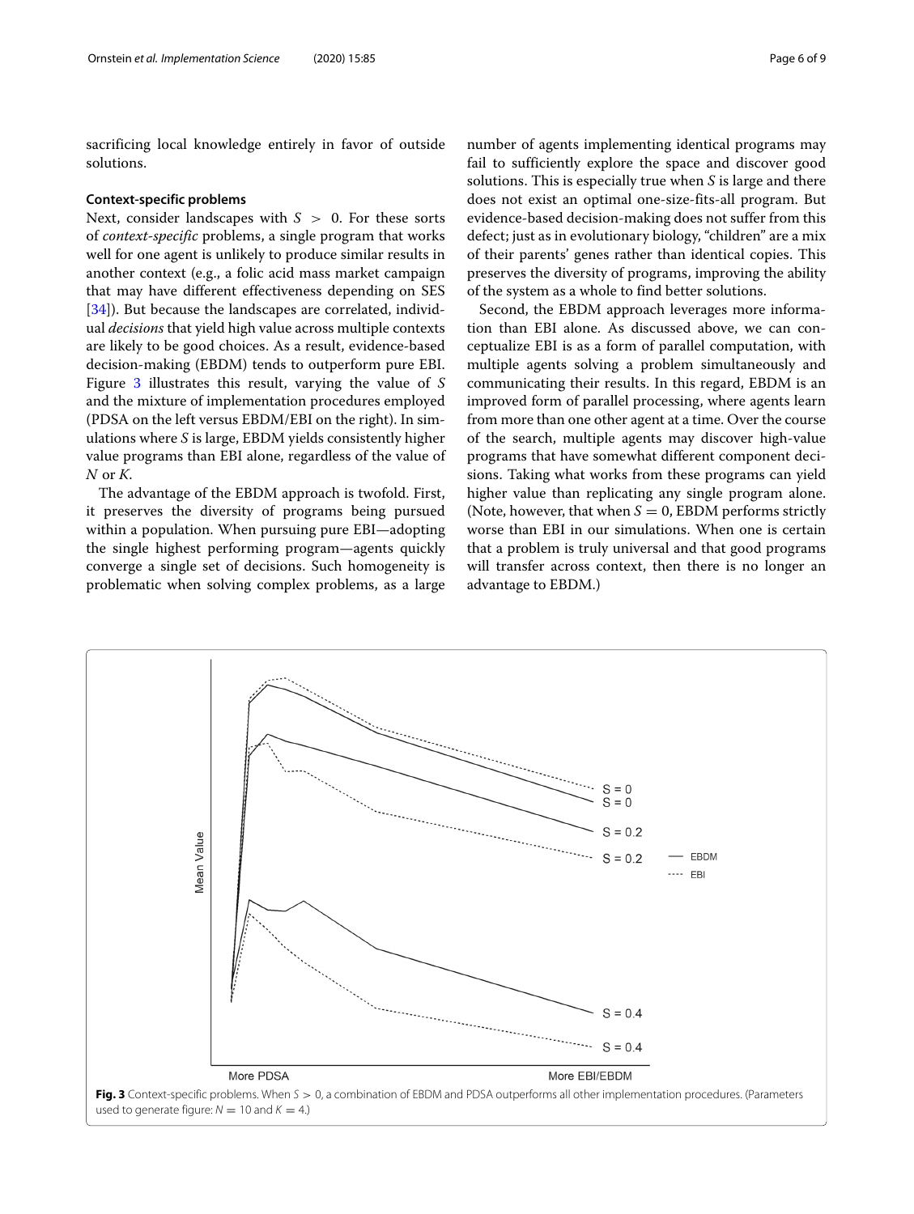sacrificing local knowledge entirely in favor of outside solutions.

### Context-specific problems

Next, consider landscapes with $S > 0$. For these sorts of *context-specific* problems, a single program that works well for one agent is unlikely to produce similar results in another context (e.g., a folic acid mass market campaign that may have different effectiveness depending on SES [34]). But because the landscapes are correlated, individual *decisions* that yield high value across multiple contexts are likely to be good choices. As a result, evidence-based decision-making (EBDM) tends to outperform pure EBI. Figure 3 illustrates this result, varying the value of $S$ and the mixture of implementation procedures employed (PDSA on the left versus EBDM/EBI on the right). In simulations where $S$ is large, EBDM yields consistently higher value programs than EBI alone, regardless of the value of $N$ or $K$.

The advantage of the EBDM approach is twofold. First, it preserves the diversity of programs being pursued within a population. When pursuing pure EBI—adopting the single highest performing program—agents quickly converge a single set of decisions. Such homogeneity is problematic when solving complex problems, as a large number of agents implementing identical programs may fail to sufficiently explore the space and discover good solutions. This is especially true when $S$ is large and there does not exist an optimal one-size-fits-all program. But evidence-based decision-making does not suffer from this defect; just as in evolutionary biology, "children" are a mix of their parents' genes rather than identical copies. This preserves the diversity of programs, improving the ability of the system as a whole to find better solutions.

Second, the EBDM approach leverages more information than EBI alone. As discussed above, we can conceptualize EBI is as a form of parallel computation, with multiple agents solving a problem simultaneously and communicating their results. In this regard, EBDM is an improved form of parallel processing, where agents learn from more than one other agent at a time. Over the course of the search, multiple agents may discover high-value programs that have somewhat different component decisions. Taking what works from these programs can yield higher value than replicating any single program alone. (Note, however, that when $S = 0$, EBDM performs strictly worse than EBI in our simulations. When one is certain that a problem is truly universal and that good programs will transfer across context, then there is no longer an advantage to EBDM.)

**Fig. 3** Context-specific problems. When $S > 0$, a combination of EBDM and PDSA outperforms all other implementation procedures. (Parameters used to generate figure: $N = 10$ and $K = 4$.)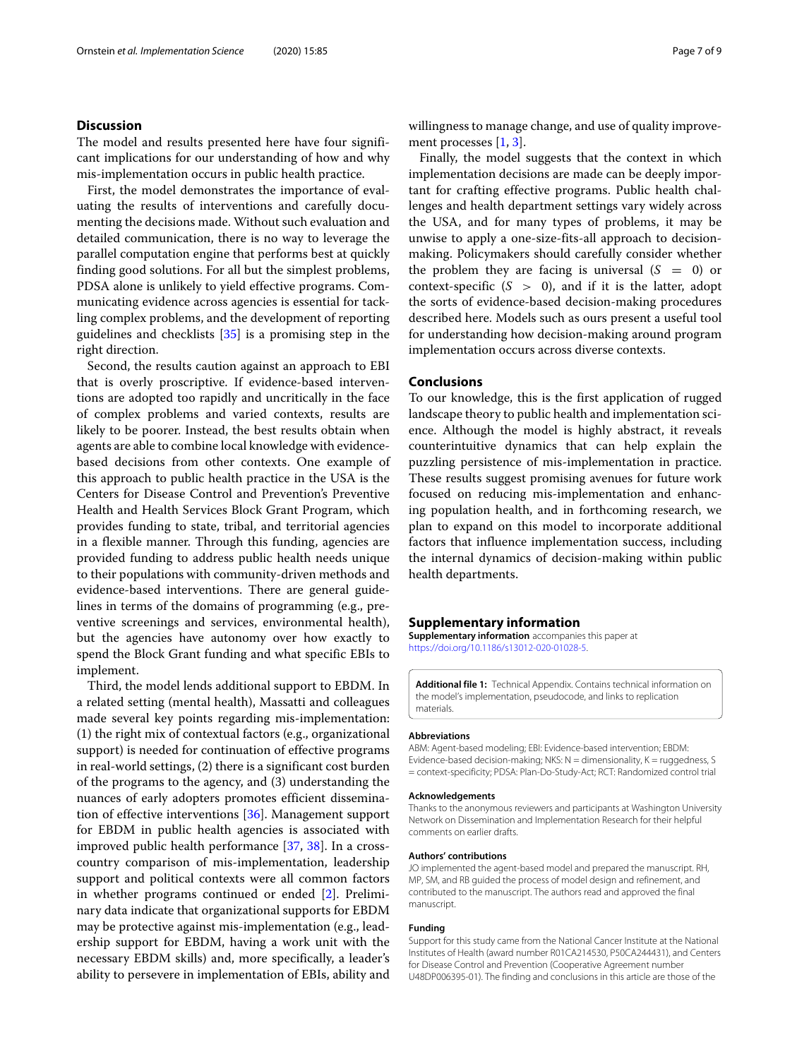## Discussion

The model and results presented here have four significant implications for our understanding of how and why mis-implementation occurs in public health practice.

First, the model demonstrates the importance of evaluating the results of interventions and carefully documenting the decisions made. Without such evaluation and detailed communication, there is no way to leverage the parallel computation engine that performs best at quickly finding good solutions. For all but the simplest problems, PDSA alone is unlikely to yield effective programs. Communicating evidence across agencies is essential for tackling complex problems, and the development of reporting guidelines and checklists [35] is a promising step in the right direction.

Second, the results caution against an approach to EBI that is overly proscriptive. If evidence-based interventions are adopted too rapidly and uncritically in the face of complex problems and varied contexts, results are likely to be poorer. Instead, the best results obtain when agents are able to combine local knowledge with evidence-based decisions from other contexts. One example of this approach to public health practice in the USA is the Centers for Disease Control and Prevention's Preventive Health and Health Services Block Grant Program, which provides funding to state, tribal, and territorial agencies in a flexible manner. Through this funding, agencies are provided funding to address public health needs unique to their populations with community-driven methods and evidence-based interventions. There are general guidelines in terms of the domains of programming (e.g., preventive screenings and services, environmental health), but the agencies have autonomy over how exactly to spend the Block Grant funding and what specific EBIs to implement.

Third, the model lends additional support to EBDM. In a related setting (mental health), Massatti and colleagues made several key points regarding mis-implementation: (1) the right mix of contextual factors (e.g., organizational support) is needed for continuation of effective programs in real-world settings, (2) there is a significant cost burden of the programs to the agency, and (3) understanding the nuances of early adopters promotes efficient dissemination of effective interventions [36]. Management support for EBDM in public health agencies is associated with improved public health performance [37, 38]. In a cross-country comparison of mis-implementation, leadership support and political contexts were all common factors in whether programs continued or ended [2]. Preliminary data indicate that organizational supports for EBDM may be protective against mis-implementation (e.g., leadership support for EBDM, having a work unit with the necessary EBDM skills) and, more specifically, a leader's ability to persevere in implementation of EBIs, ability and willingness to manage change, and use of quality improvement processes [1, 3].

Finally, the model suggests that the context in which implementation decisions are made can be deeply important for crafting effective programs. Public health challenges and health department settings vary widely across the USA, and for many types of problems, it may be unwise to apply a one-size-fits-all approach to decision-making. Policymakers should carefully consider whether the problem they are facing is universal ($S = 0$) or context-specific ($S > 0$), and if it is the latter, adopt the sorts of evidence-based decision-making procedures described here. Models such as ours present a useful tool for understanding how decision-making around program implementation occurs across diverse contexts.

## Conclusions

To our knowledge, this is the first application of rugged landscape theory to public health and implementation science. Although the model is highly abstract, it reveals counterintuitive dynamics that can help explain the puzzling persistence of mis-implementation in practice. These results suggest promising avenues for future work focused on reducing mis-implementation and enhancing population health, and in forthcoming research, we plan to expand on this model to incorporate additional factors that influence implementation success, including the internal dynamics of decision-making within public health departments.

## Supplementary information

**Supplementary information** accompanies this paper at https://doi.org/10.1186/s13012-020-01028-5.

**Additional file 1:** Technical Appendix. Contains technical information on the model's implementation, pseudocode, and links to replication materials.

#### Abbreviations

ABM: Agent-based modeling; EBI: Evidence-based intervention; EBDM: Evidence-based decision-making; NKS: N = dimensionality, K = ruggedness, S = context-specificity; PDSA: Plan-Do-Study-Act; RCT: Randomized control trial

#### Acknowledgements

Thanks to the anonymous reviewers and participants at Washington University Network on Dissemination and Implementation Research for their helpful comments on earlier drafts.

#### Authors' contributions

JO implemented the agent-based model and prepared the manuscript. RH, MP, SM, and RB guided the process of model design and refinement, and contributed to the manuscript. The authors read and approved the final manuscript.

#### Funding

Support for this study came from the National Cancer Institute at the National Institutes of Health (award number R01CA214530, P50CA244431), and Centers for Disease Control and Prevention (Cooperative Agreement number U48DP006395-01). The finding and conclusions in this article are those of the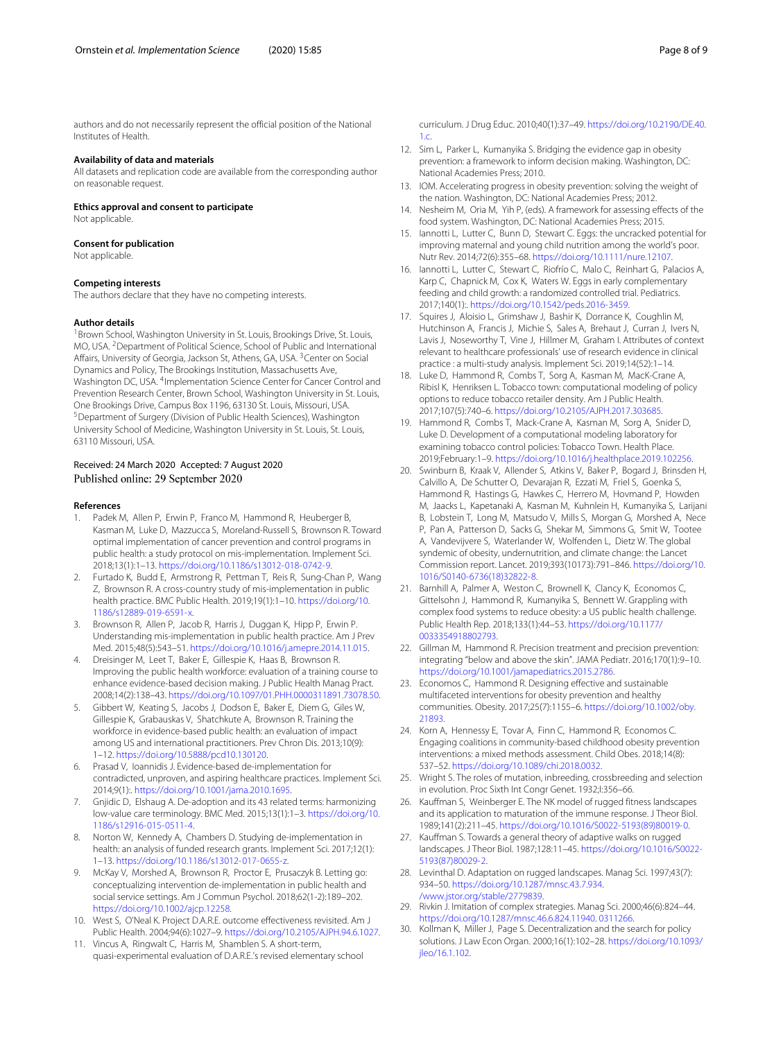authors and do not necessarily represent the official position of the National Institutes of Health.

### Availability of data and materials

All datasets and replication code are available from the corresponding author on reasonable request.

### Ethics approval and consent to participate

Not applicable.

### Consent for publication

Not applicable.

### Competing interests

The authors declare that they have no competing interests.

### Author details

[1]Brown School, Washington University in St. Louis, Brookings Drive, St. Louis, MO, USA. [2]Department of Political Science, School of Public and International Affairs, University of Georgia, Jackson St, Athens, GA, USA. [3]Center on Social Dynamics and Policy, The Brookings Institution, Massachusetts Ave, Washington DC, USA. [4]Implementation Science Center for Cancer Control and Prevention Research Center, Brown School, Washington University in St. Louis, One Brookings Drive, Campus Box 1196, 63130 St. Louis, Missouri, USA. [5]Department of Surgery (Division of Public Health Sciences), Washington University School of Medicine, Washington University in St. Louis, St. Louis, 63110 Missouri, USA.

Received: 24 March 2020 Accepted: 7 August 2020
Published online: 29 September 2020

### References

1. Padek M, Allen P, Erwin P, Franco M, Hammond R, Heuberger B, Kasman M, Luke D, Mazzucca S, Moreland-Russell S, Brownson R. Toward optimal implementation of cancer prevention and control programs in public health: a study protocol on mis-implementation. Implement Sci. 2018;13(1):1–13. https://doi.org/10.1186/s13012-018-0742-9.
2. Furtado K, Budd E, Armstrong R, Pettman T, Reis R, Sung-Chan P, Wang Z, Brownson R. A cross-country study of mis-implementation in public health practice. BMC Public Health. 2019;19(1):1–10. https://doi.org/10.1186/s12889-019-6591-x.
3. Brownson R, Allen P, Jacob R, Harris J, Duggan K, Hipp P, Erwin P. Understanding mis-implementation in public health practice. Am J Prev Med. 2015;48(5):543–51. https://doi.org/10.1016/j.amepre.2014.11.015.
4. Dreisinger M, Leet T, Baker E, Gillespie K, Haas B, Brownson R. Improving the public health workforce: evaluation of a training course to enhance evidence-based decision making. J Public Health Manag Pract. 2008;14(2):138–43. https://doi.org/10.1097/01.PHH.0000311891.73078.50.
5. Gibbert W, Keating S, Jacobs J, Dodson E, Baker E, Diem G, Giles W, Gillespie K, Grabauskas V, Shatchkute A, Brownson R. Training the workforce in evidence-based public health: an evaluation of impact among US and international practitioners. Prev Chron Dis. 2013;10(9): 1–12. https://doi.org/10.5888/pcd10.130120.
6. Prasad V, Ioannidis J. Evidence-based de-implementation for contradicted, unproven, and aspiring healthcare practices. Implement Sci. 2014;9(1):. https://doi.org/10.1001/jama.2010.1695.
7. Gnjidic D, Elshaug A. De-adoption and its 43 related terms: harmonizing low-value care terminology. BMC Med. 2015;13(1):1–3. https://doi.org/10.1186/s12916-015-0511-4.
8. Norton W, Kennedy A, Chambers D. Studying de-implementation in health: an analysis of funded research grants. Implement Sci. 2017;12(1): 1–13. https://doi.org/10.1186/s13012-017-0655-z.
9. McKay V, Morshed A, Brownson R, Proctor E, Prusaczyk B. Letting go: conceptualizing intervention de-implementation in public health and social service settings. Am J Commun Psychol. 2018;62(1-2):189–202. https://doi.org/10.1002/ajcp.12258.
10. West S, O'Neal K. Project D.A.R.E. outcome effectiveness revisited. Am J Public Health. 2004;94(6):1027–9. https://doi.org/10.2105/AJPH.94.6.1027.
11. Vincus A, Ringwalt C, Harris M, Shamblen S. A short-term, quasi-experimental evaluation of D.A.R.E.'s revised elementary school curriculum. J Drug Educ. 2010;40(1):37–49. https://doi.org/10.2190/DE.40.1.c.
12. Sim L, Parker L, Kumanyika S. Bridging the evidence gap in obesity prevention: a framework to inform decision making. Washington, DC: National Academies Press; 2010.
13. IOM. Accelerating progress in obesity prevention: solving the weight of the nation. Washington, DC: National Academies Press; 2012.
14. Nesheim M, Oria M, Yih P, (eds). A framework for assessing effects of the food system. Washington, DC: National Academies Press; 2015.
15. Iannotti L, Lutter C, Bunn D, Stewart C. Eggs: the uncracked potential for improving maternal and young child nutrition among the world's poor. Nutr Rev. 2014;72(6):355–68. https://doi.org/10.1111/nure.12107.
16. Iannotti L, Lutter C, Stewart C, Riofrío C, Malo C, Reinhart G, Palacios A, Karp C, Chapnick M, Cox K, Waters W. Eggs in early complementary feeding and child growth: a randomized controlled trial. Pediatrics. 2017;140(1):. https://doi.org/10.1542/peds.2016-3459.
17. Squires J, Aloisio L, Grimshaw J, Bashir K, Dorrance K, Coughlin M, Hutchinson A, Francis J, Michie S, Sales A, Brehaut J, Curran J, Ivers N, Lavis J, Noseworthy T, Vine J, Hillmer M, Graham I. Attributes of context relevant to healthcare professionals' use of research evidence in clinical practice : a multi-study analysis. Implement Sci. 2019;14(52):1–14.
18. Luke D, Hammond R, Combs T, Sorg A, Kasman M, MacK-Crane A, Ribisl K, Henriksen L. Tobacco town: computational modeling of policy options to reduce tobacco retailer density. Am J Public Health. 2017;107(5):740–6. https://doi.org/10.2105/AJPH.2017.303685.
19. Hammond R, Combs T, Mack-Crane A, Kasman M, Sorg A, Snider D, Luke D. Development of a computational modeling laboratory for examining tobacco control policies: Tobacco Town. Health Place. 2019;February:1–9. https://doi.org/10.1016/j.healthplace.2019.102256.
20. Swinburn B, Kraak V, Allender S, Atkins V, Baker P, Bogard J, Brinsden H, Calvillo A, De Schutter O, Devarajan R, Ezzati M, Friel S, Goenka S, Hammond R, Hastings G, Hawkes C, Herrero M, Hovmand P, Howden M, Jaacks L, Kapetanaki A, Kasman M, Kuhnlein H, Kumanyika S, Larijani B, Lobstein T, Long M, Matsudo V, Mills S, Morgan G, Morshed A, Nece P, Pan A, Patterson D, Sacks G, Shekar M, Simmons G, Smit W, Tootee A, Vandevijvere S, Waterlander W, Wolfenden L, Dietz W. The global syndemic of obesity, undernutrition, and climate change: the Lancet Commission report. Lancet. 2019;393(10173):791–846. https://doi.org/10.1016/S0140-6736(18)32822-8.
21. Barnhill A, Palmer A, Weston C, Brownell K, Clancy K, Economos C, Gittelsohn J, Hammond R, Kumanyika S, Bennett W. Grappling with complex food systems to reduce obesity: a US public health challenge. Public Health Rep. 2018;133(1):44–53. https://doi.org/10.1177/0033354918802793.
22. Gillman M, Hammond R. Precision treatment and precision prevention: integrating "below and above the skin". JAMA Pediatr. 2016;170(1):9–10. https://doi.org/10.1001/jamapediatrics.2015.2786.
23. Economos C, Hammond R. Designing effective and sustainable multifaceted interventions for obesity prevention and healthy communities. Obesity. 2017;25(7):1155–6. https://doi.org/10.1002/oby.21893.
24. Korn A, Hennessy E, Tovar A, Finn C, Hammond R, Economos C. Engaging coalitions in community-based childhood obesity prevention interventions: a mixed methods assessment. Child Obes. 2018;14(8): 537–52. https://doi.org/10.1089/chi.2018.0032.
25. Wright S. The roles of mutation, inbreeding, crossbreeding and selection in evolution. Proc Sixth Int Congr Genet. 1932;I:356–66.
26. Kauffman S, Weinberger E. The NK model of rugged fitness landscapes and its application to maturation of the immune response. J Theor Biol. 1989;141(2):211–45. https://doi.org/10.1016/S0022-5193(89)80019-0.
27. Kauffman S. Towards a general theory of adaptive walks on rugged landscapes. J Theor Biol. 1987;128:11–45. https://doi.org/10.1016/S0022-5193(87)80029-2.
28. Levinthal D. Adaptation on rugged landscapes. Manag Sci. 1997;43(7): 934–50. https://doi.org/10.1287/mnsc.43.7.934. /www.jstor.org/stable/2779839.
29. Rivkin J. Imitation of complex strategies. Manag Sci. 2000;46(6):824–44. https://doi.org/10.1287/mnsc.46.6.824.11940. 0311266.
30. Kollman K, Miller J, Page S. Decentralization and the search for policy solutions. J Law Econ Organ. 2000;16(1):102–28. https://doi.org/10.1093/jleo/16.1.102.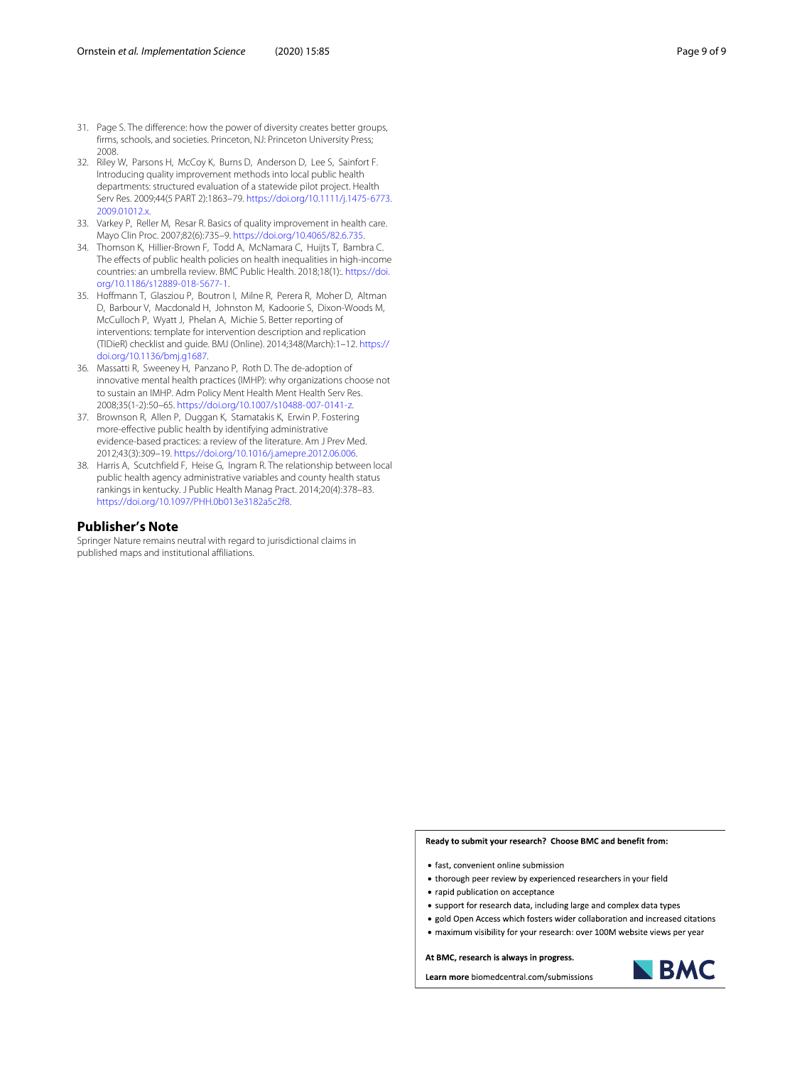31. Page S. The difference: how the power of diversity creates better groups, firms, schools, and societies. Princeton, NJ: Princeton University Press; 2008.
32. Riley W, Parsons H, McCoy K, Burns D, Anderson D, Lee S, Sainfort F. Introducing quality improvement methods into local public health departments: structured evaluation of a statewide pilot project. Health Serv Res. 2009;44(5 PART 2):1863–79. https://doi.org/10.1111/j.1475-6773.2009.01012.x.
33. Varkey P, Reller M, Resar R. Basics of quality improvement in health care. Mayo Clin Proc. 2007;82(6):735–9. https://doi.org/10.4065/82.6.735.
34. Thomson K, Hillier-Brown F, Todd A, McNamara C, Huijts T, Bambra C. The effects of public health policies on health inequalities in high-income countries: an umbrella review. BMC Public Health. 2018;18(1):. https://doi.org/10.1186/s12889-018-5677-1.
35. Hoffmann T, Glasziou P, Boutron I, Milne R, Perera R, Moher D, Altman D, Barbour V, Macdonald H, Johnston M, Kadoorie S, Dixon-Woods M, McCulloch P, Wyatt J, Phelan A, Michie S. Better reporting of interventions: template for intervention description and replication (TIDieR) checklist and guide. BMJ (Online). 2014;348(March):1–12. https://doi.org/10.1136/bmj.g1687.
36. Massatti R, Sweeney H, Panzano P, Roth D. The de-adoption of innovative mental health practices (IMHP): why organizations choose not to sustain an IMHP. Adm Policy Ment Health Ment Health Serv Res. 2008;35(1-2):50–65. https://doi.org/10.1007/s10488-007-0141-z.
37. Brownson R, Allen P, Duggan K, Stamatakis K, Erwin P. Fostering more-effective public health by identifying administrative evidence-based practices: a review of the literature. Am J Prev Med. 2012;43(3):309–19. https://doi.org/10.1016/j.amepre.2012.06.006.
38. Harris A, Scutchfield F, Heise G, Ingram R. The relationship between local public health agency administrative variables and county health status rankings in kentucky. J Public Health Manag Pract. 2014;20(4):378–83. https://doi.org/10.1097/PHH.0b013e3182a5c2f8.

## Publisher's Note

Springer Nature remains neutral with regard to jurisdictional claims in published maps and institutional affiliations.

**Ready to submit your research? Choose BMC and benefit from:**

- fast, convenient online submission
- thorough peer review by experienced researchers in your field
- rapid publication on acceptance
- support for research data, including large and complex data types
- gold Open Access which fosters wider collaboration and increased citations
- maximum visibility for your research: over 100M website views per year

**At BMC, research is always in progress.**

**Learn more** biomedcentral.com/submissions

BMC